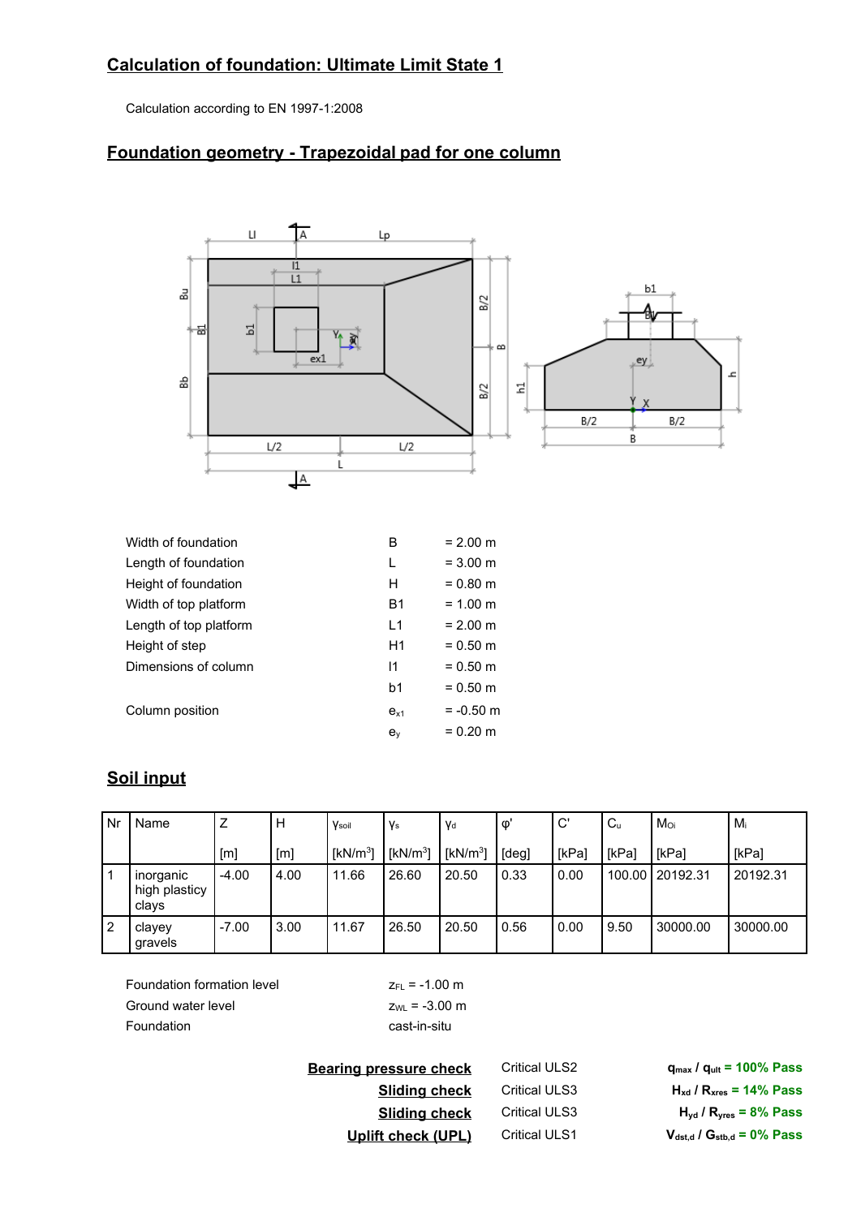## Calculation of foundation: Ultimate Limit State 1

Calculation according to EN 1997-1:2008

## Foundation geometry - Trapezoidal pad for one column

| | | |
|---|---|---|
| Width of foundation | B | = 2.00 m |
| Length of foundation | L | = 3.00 m |
| Height of foundation | H | = 0.80 m |
| Width of top platform | B1 | = 1.00 m |
| Length of top platform | L1 | = 2.00 m |
| Height of step | H1 | = 0.50 m |
| Dimensions of column | l1 | = 0.50 m |
| | b1 | = 0.50 m |
| Column position | $e_{x1}$ | = -0.50 m |
| | $e_y$ | = 0.20 m |

## Soil input

| Nr | Name | Z [m] | H [m] | $\gamma_{soil}$ [kN/m$^3$] | $\gamma_s$ [kN/m$^3$] | $\gamma_d$ [kN/m$^3$] | φ' [deg] | C' [kPa] | $C_u$ [kPa] | $M_{Oi}$ [kPa] | $M_i$ [kPa] |
|---|---|---|---|---|---|---|---|---|---|---|---|
| 1 | inorganic high plasticy clays | -4.00 | 4.00 | 11.66 | 26.60 | 20.50 | 0.33 | 0.00 | 100.00 | 20192.31 | 20192.31 |
| 2 | clayey gravels | -7.00 | 3.00 | 11.67 | 26.50 | 20.50 | 0.56 | 0.00 | 9.50 | 30000.00 | 30000.00 |

| | |
|---|---|
| Foundation formation level | $z_{FL}$ = -1.00 m |
| Ground water level | $z_{WL}$ = -3.00 m |
| Foundation | cast-in-situ |

| | | |
|---|---|---|
| **Bearing pressure check** | Critical ULS2 | $q_{max}$ / $q_{ult}$ = 100% Pass |
| **Sliding check** | Critical ULS3 | $H_{xd}$ / $R_{xres}$ = 14% Pass |
| **Sliding check** | Critical ULS3 | $H_{yd}$ / $R_{yres}$ = 8% Pass |
| **Uplift check (UPL)** | Critical ULS1 | $V_{dst,d}$ / $G_{stb,d}$ = 0% Pass |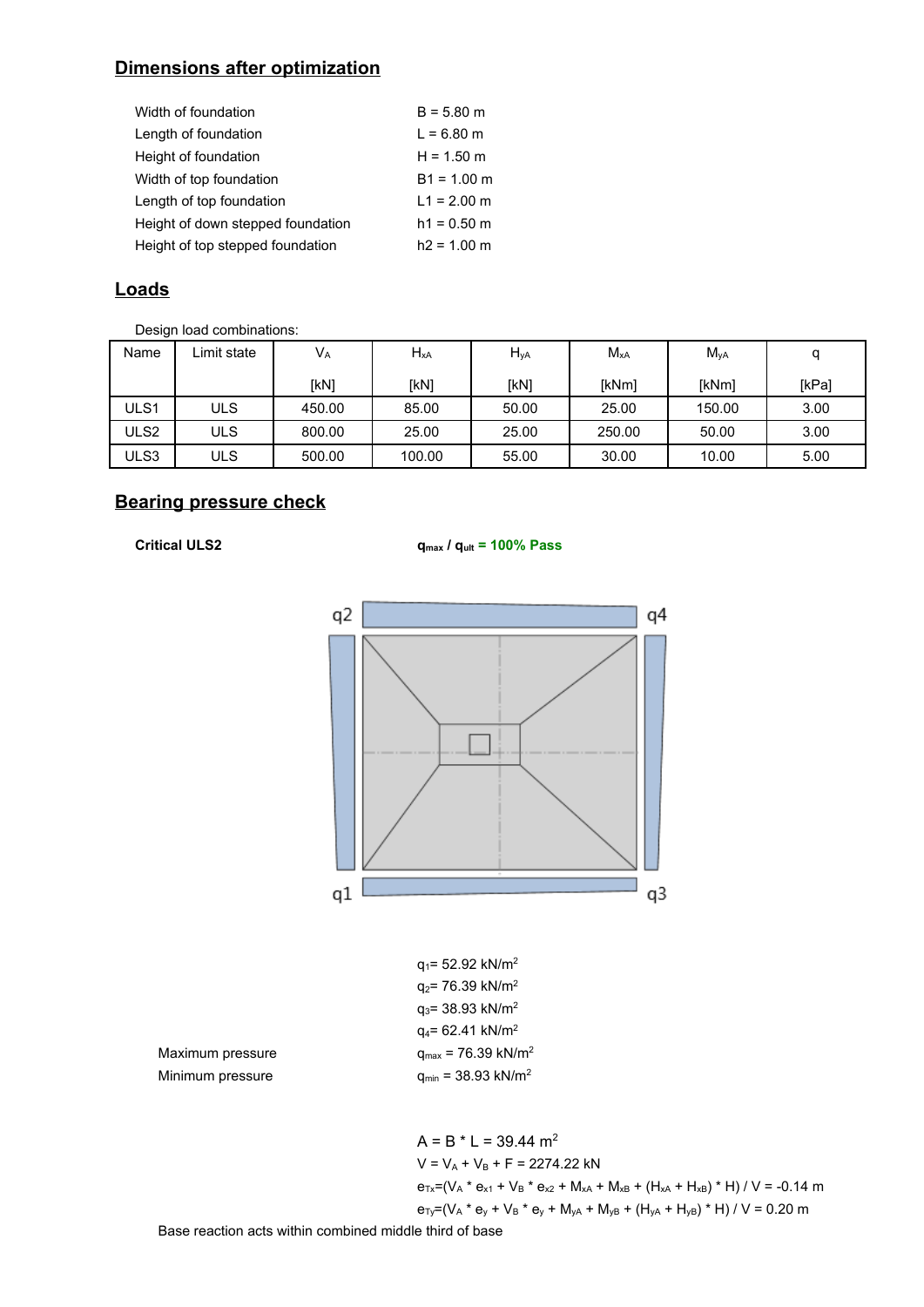## Dimensions after optimization

| | |
|---|---|
| Width of foundation | B = 5.80 m |
| Length of foundation | L = 6.80 m |
| Height of foundation | H = 1.50 m |
| Width of top foundation | B1 = 1.00 m |
| Length of top foundation | L1 = 2.00 m |
| Height of down stepped foundation | h1 = 0.50 m |
| Height of top stepped foundation | h2 = 1.00 m |

## Loads

Design load combinations:

| Name | Limit state | $V_A$ [kN] | $H_{xA}$ [kN] | $H_{yA}$ [kN] | $M_{xA}$ [kNm] | $M_{yA}$ [kNm] | q [kPa] |
|---|---|---|---|---|---|---|---|
| ULS1 | ULS | 450.00 | 85.00 | 50.00 | 25.00 | 150.00 | 3.00 |
| ULS2 | ULS | 800.00 | 25.00 | 25.00 | 250.00 | 50.00 | 3.00 |
| ULS3 | ULS | 500.00 | 100.00 | 55.00 | 30.00 | 10.00 | 5.00 |

## Bearing pressure check

**Critical ULS2** $q_{max}$ / $q_{ult}$ = 100% Pass

q2 q4

q1 q3

$q_1$= 52.92 kN/m$^2$
$q_2$= 76.39 kN/m$^2$
$q_3$= 38.93 kN/m$^2$
$q_4$= 62.41 kN/m$^2$

Maximum pressure $q_{max}$ = 76.39 kN/m$^2$
Minimum pressure $q_{min}$ = 38.93 kN/m$^2$

$A = B * L = 39.44$ m$^2$
$V = V_A + V_B + F = 2274.22$ kN
$e_{Tx}=(V_A * e_{x1} + V_B * e_{x2} + M_{xA} + M_{xB} + (H_{xA} + H_{xB}) * H) / V = -0.14$ m
$e_{Ty}=(V_A * e_y + V_B * e_y + M_{yA} + M_{yB} + (H_{yA} + H_{yB}) * H) / V = 0.20$ m

Base reaction acts within combined middle third of base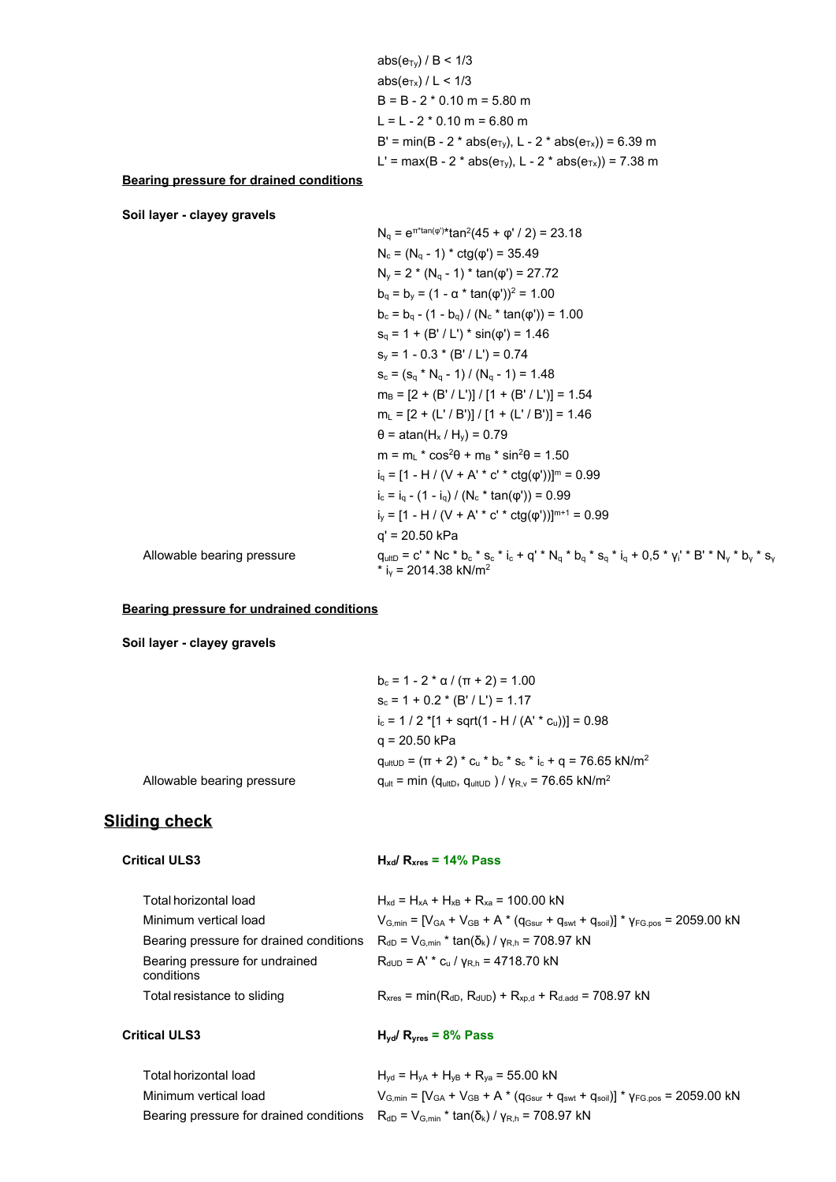$abs(e_{Ty}) / B < 1/3$

$abs(e_{Tx}) / L < 1/3$

$B = B - 2 * 0.10\ m = 5.80\ m$

$L = L - 2 * 0.10\ m = 6.80\ m$

$B' = min(B - 2 * abs(e_{Ty}), L - 2 * abs(e_{Tx})) = 6.39\ m$

$L' = max(B - 2 * abs(e_{Ty}), L - 2 * abs(e_{Tx})) = 7.38\ m$

**Bearing pressure for drained conditions**

**Soil layer - clayey gravels**

$N_q = e^{\pi * tan(\varphi')} * tan^2(45 + \varphi' / 2) = 23.18$

$N_c = (N_q - 1) * ctg(\varphi') = 35.49$

$N_y = 2 * (N_q - 1) * tan(\varphi') = 27.72$

$b_q = b_y = (1 - \alpha * tan(\varphi'))^2 = 1.00$

$b_c = b_q - (1 - b_q) / (N_c * tan(\varphi')) = 1.00$

$s_q = 1 + (B' / L') * sin(\varphi') = 1.46$

$s_y = 1 - 0.3 * (B' / L') = 0.74$

$s_c = (s_q * N_q - 1) / (N_q - 1) = 1.48$

$m_B = [2 + (B' / L')] / [1 + (B' / L')] = 1.54$

$m_L = [2 + (L' / B')] / [1 + (L' / B')] = 1.46$

$\theta = atan(H_x / H_y) = 0.79$

$m = m_L * cos^2\theta + m_B * sin^2\theta = 1.50$

$i_q = [1 - H / (V + A' * c' * ctg(\varphi'))]^m = 0.99$

$i_c = i_q - (1 - i_q) / (N_c * tan(\varphi')) = 0.99$

$i_y = [1 - H / (V + A' * c' * ctg(\varphi'))]^{m+1} = 0.99$

$q' = 20.50\ kPa$

Allowable bearing pressure: $q_{ultD} = c' * Nc * b_c * s_c * i_c + q' * N_q * b_q * s_q * i_q + 0{,}5 * \gamma_l' * B' * N_y * b_y * s_y * i_y = 2014.38\ kN/m^2$

**Bearing pressure for undrained conditions**

**Soil layer - clayey gravels**

$b_c = 1 - 2 * \alpha / (\pi + 2) = 1.00$

$s_c = 1 + 0.2 * (B' / L') = 1.17$

$i_c = 1 / 2 * [1 + sqrt(1 - H / (A' * c_u))] = 0.98$

$q = 20.50\ kPa$

$q_{ultUD} = (\pi + 2) * c_u * b_c * s_c * i_c + q = 76.65\ kN/m^2$

Allowable bearing pressure: $q_{ult} = min\ (q_{ultD}, q_{ultUD}) / \gamma_{R,v} = 76.65\ kN/m^2$

## Sliding check

**Critical ULS3** — $H_{xd} / R_{xres}$ **= 14% Pass**

| | |
|---|---|
| Total horizontal load | $H_{xd} = H_{xA} + H_{xB} + R_{xa} = 100.00\ kN$ |
| Minimum vertical load | $V_{G,min} = [V_{GA} + V_{GB} + A * (q_{Gsur} + q_{swt} + q_{soil})] * \gamma_{FG.pos} = 2059.00\ kN$ |
| Bearing pressure for drained conditions | $R_{dD} = V_{G,min} * tan(\delta_k) / \gamma_{R,h} = 708.97\ kN$ |
| Bearing pressure for undrained conditions | $R_{dUD} = A' * c_u / \gamma_{R,h} = 4718.70\ kN$ |
| Total resistance to sliding | $R_{xres} = min(R_{dD}, R_{dUD}) + R_{xp,d} + R_{d.add} = 708.97\ kN$ |

**Critical ULS3** — $H_{yd} / R_{yres}$ **= 8% Pass**

| | |
|---|---|
| Total horizontal load | $H_{yd} = H_{yA} + H_{yB} + R_{ya} = 55.00\ kN$ |
| Minimum vertical load | $V_{G,min} = [V_{GA} + V_{GB} + A * (q_{Gsur} + q_{swt} + q_{soil})] * \gamma_{FG.pos} = 2059.00\ kN$ |
| Bearing pressure for drained conditions | $R_{dD} = V_{G,min} * tan(\delta_k) / \gamma_{R,h} = 708.97\ kN$ |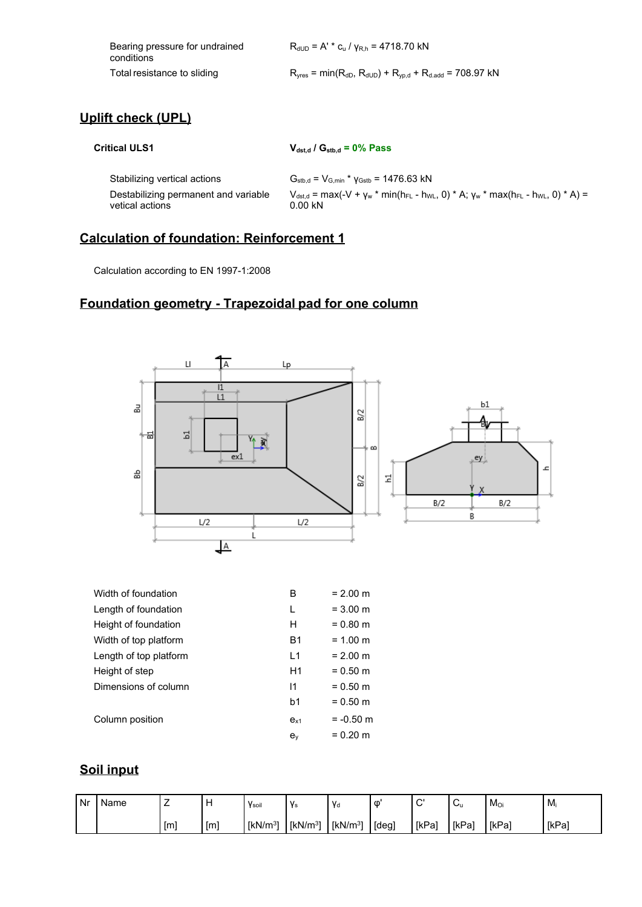| | |
|---|---|
| Bearing pressure for undrained conditions | $R_{dUD} = A' * c_u / \gamma_{R,h}$ = 4718.70 kN |
| Total resistance to sliding | $R_{yres} = \min(R_{dD}, R_{dUD}) + R_{yp,d} + R_{d,add}$ = 708.97 kN |

## Uplift check (UPL)

**Critical ULS1** **$V_{dst,d} / G_{stb,d}$ = 0% Pass**

| | |
|---|---|
| Stabilizing vertical actions | $G_{stb,d} = V_{G,min} * \gamma_{Gstb}$ = 1476.63 kN |
| Destabilizing permanent and variable vetical actions | $V_{dst,d} = \max(-V + \gamma_w * \min(h_{FL} - h_{WL}, 0) * A; \gamma_w * \max(h_{FL} - h_{WL}, 0) * A)$ = 0.00 kN |

## Calculation of foundation: Reinforcement 1

Calculation according to EN 1997-1:2008

## Foundation geometry - Trapezoidal pad for one column

| | | |
|---|---|---|
| Width of foundation | B | = 2.00 m |
| Length of foundation | L | = 3.00 m |
| Height of foundation | H | = 0.80 m |
| Width of top platform | B1 | = 1.00 m |
| Length of top platform | L1 | = 2.00 m |
| Height of step | H1 | = 0.50 m |
| Dimensions of column | l1 | = 0.50 m |
| | b1 | = 0.50 m |
| Column position | $e_{x1}$ | = -0.50 m |
| | $e_y$ | = 0.20 m |

## Soil input

| Nr | Name | Z [m] | H [m] | $\gamma_{soil}$ [kN/m³] | $\gamma_s$ [kN/m³] | $\gamma_d$ [kN/m³] | φ' [deg] | C' [kPa] | $C_u$ [kPa] | $M_{Oi}$ [kPa] | $M_i$ [kPa] |
|---|---|---|---|---|---|---|---|---|---|---|---|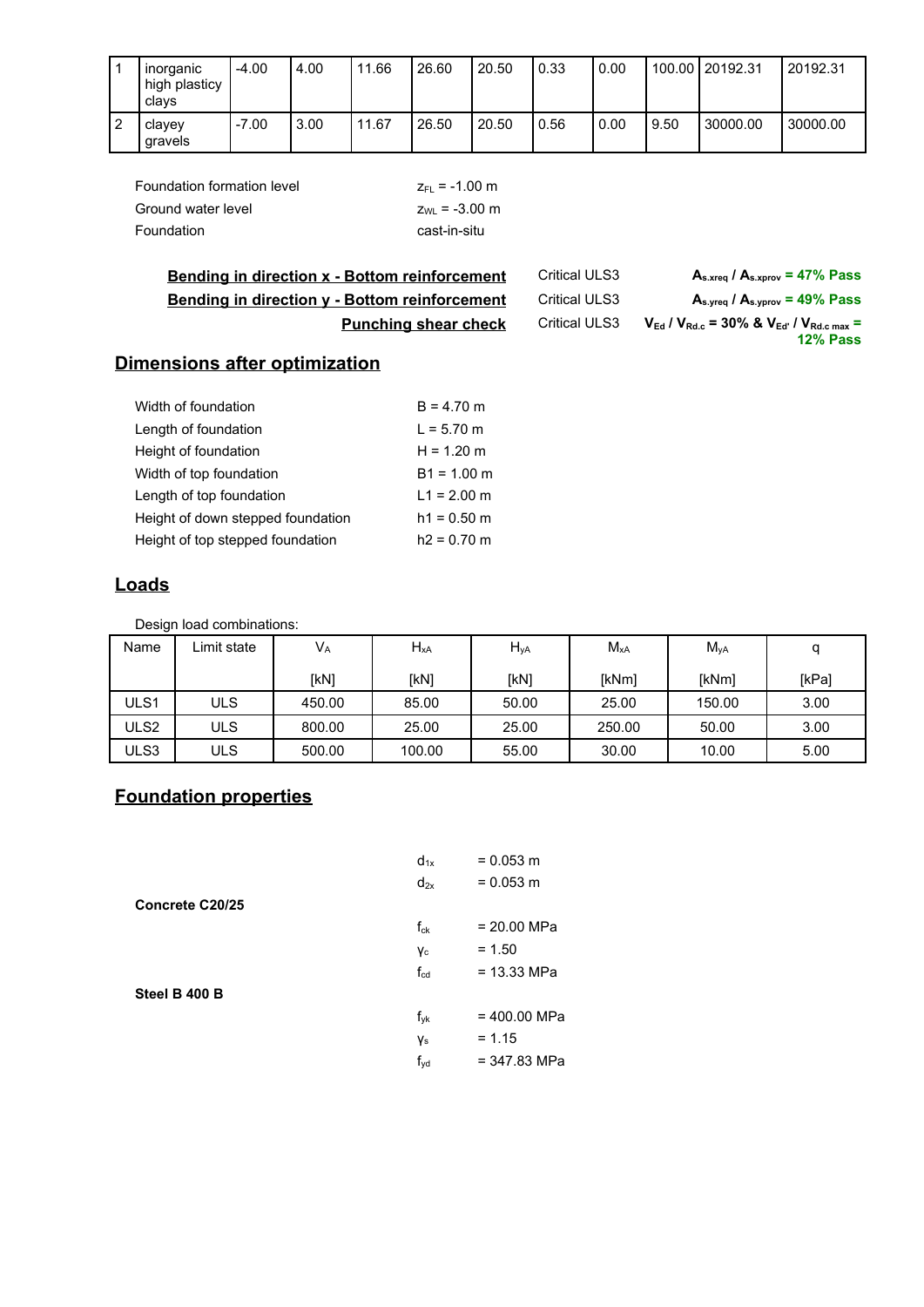| 1 | inorganic high plasticy clays | -4.00 | 4.00 | 11.66 | 26.60 | 20.50 | 0.33 | 0.00 | 100.00 | 20192.31 | 20192.31 |
|---|---|---|---|---|---|---|---|---|---|---|---|
| 2 | clayey gravels | -7.00 | 3.00 | 11.67 | 26.50 | 20.50 | 0.56 | 0.00 | 9.50 | 30000.00 | 30000.00 |

Foundation formation level $z_{FL}$ = -1.00 m

Ground water level $z_{WL}$ = -3.00 m

Foundation cast-in-situ

| | | |
|---|---|---|
| **Bending in direction x - Bottom reinforcement** | Critical ULS3 | $A_{s.xreq}$ / $A_{s.xprov}$ = 47% Pass |
| **Bending in direction y - Bottom reinforcement** | Critical ULS3 | $A_{s.yreq}$ / $A_{s.yprov}$ = 49% Pass |
| **Punching shear check** | Critical ULS3 | $V_{Ed}$ / $V_{Rd.c}$ = 30% & $V_{Ed'}$ / $V_{Rd.c\ max}$ = 12% Pass |

## Dimensions after optimization

Width of foundation B = 4.70 m

Length of foundation L = 5.70 m

Height of foundation H = 1.20 m

Width of top foundation B1 = 1.00 m

Length of top foundation L1 = 2.00 m

Height of down stepped foundation h1 = 0.50 m

Height of top stepped foundation h2 = 0.70 m

## Loads

Design load combinations:

| Name | Limit state | $V_A$ [kN] | $H_{xA}$ [kN] | $H_{yA}$ [kN] | $M_{xA}$ [kNm] | $M_{yA}$ [kNm] | q [kPa] |
|---|---|---|---|---|---|---|---|
| ULS1 | ULS | 450.00 | 85.00 | 50.00 | 25.00 | 150.00 | 3.00 |
| ULS2 | ULS | 800.00 | 25.00 | 25.00 | 250.00 | 50.00 | 3.00 |
| ULS3 | ULS | 500.00 | 100.00 | 55.00 | 30.00 | 10.00 | 5.00 |

## Foundation properties

$d_{1x}$ = 0.053 m

$d_{2x}$ = 0.053 m

**Concrete C20/25**

$f_{ck}$ = 20.00 MPa

$\gamma_c$ = 1.50

$f_{cd}$ = 13.33 MPa

**Steel B 400 B**

$f_{yk}$ = 400.00 MPa

$\gamma_s$ = 1.15

$f_{yd}$ = 347.83 MPa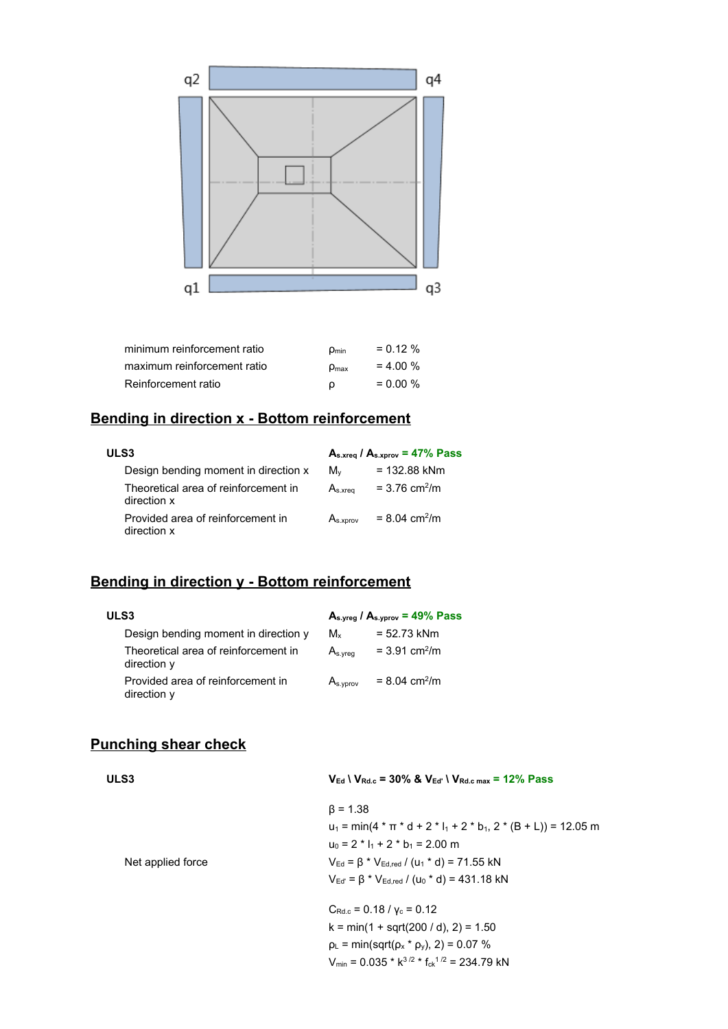q2 q4

q1 q3

| | | |
|---|---|---|
| minimum reinforcement ratio | $\rho_{min}$ | = 0.12 % |
| maximum reinforcement ratio | $\rho_{max}$ | = 4.00 % |
| Reinforcement ratio | $\rho$ | = 0.00 % |

## Bending in direction x - Bottom reinforcement

| **ULS3** | $A_{s.xreq}$ / $A_{s.xprov}$ **= 47% Pass** | |
|---|---|---|
| Design bending moment in direction x | $M_y$ | = 132.88 kNm |
| Theoretical area of reinforcement in direction x | $A_{s.xreq}$ | = 3.76 $cm^2/m$ |
| Provided area of reinforcement in direction x | $A_{s.xprov}$ | = 8.04 $cm^2/m$ |

## Bending in direction y - Bottom reinforcement

| **ULS3** | $A_{s.yreg}$ / $A_{s.yprov}$ **= 49% Pass** | |
|---|---|---|
| Design bending moment in direction y | $M_x$ | = 52.73 kNm |
| Theoretical area of reinforcement in direction y | $A_{s.yreg}$ | = 3.91 $cm^2/m$ |
| Provided area of reinforcement in direction y | $A_{s.yprov}$ | = 8.04 $cm^2/m$ |

## Punching shear check

**ULS3**

$V_{Ed}$ \ $V_{Rd.c}$ **= 30% &** $V_{Ed'}$ \ $V_{Rd.c\ max}$ **= 12% Pass**

$\beta = 1.38$

$u_1 = \min(4 * \pi * d + 2 * l_1 + 2 * b_1, 2 * (B + L)) = 12.05$ m

$u_0 = 2 * l_1 + 2 * b_1 = 2.00$ m

Net applied force

$V_{Ed} = \beta * V_{Ed,red} / (u_1 * d) = 71.55$ kN

$V_{Ed'} = \beta * V_{Ed,red} / (u_0 * d) = 431.18$ kN

$C_{Rd.c} = 0.18 / \gamma_c = 0.12$

$k = \min(1 + \mathrm{sqrt}(200 / d), 2) = 1.50$

$\rho_L = \min(\mathrm{sqrt}(\rho_x * \rho_y), 2) = 0.07$ %

$V_{min} = 0.035 * k^{3/2} * f_{ck}^{1/2} = 234.79$ kN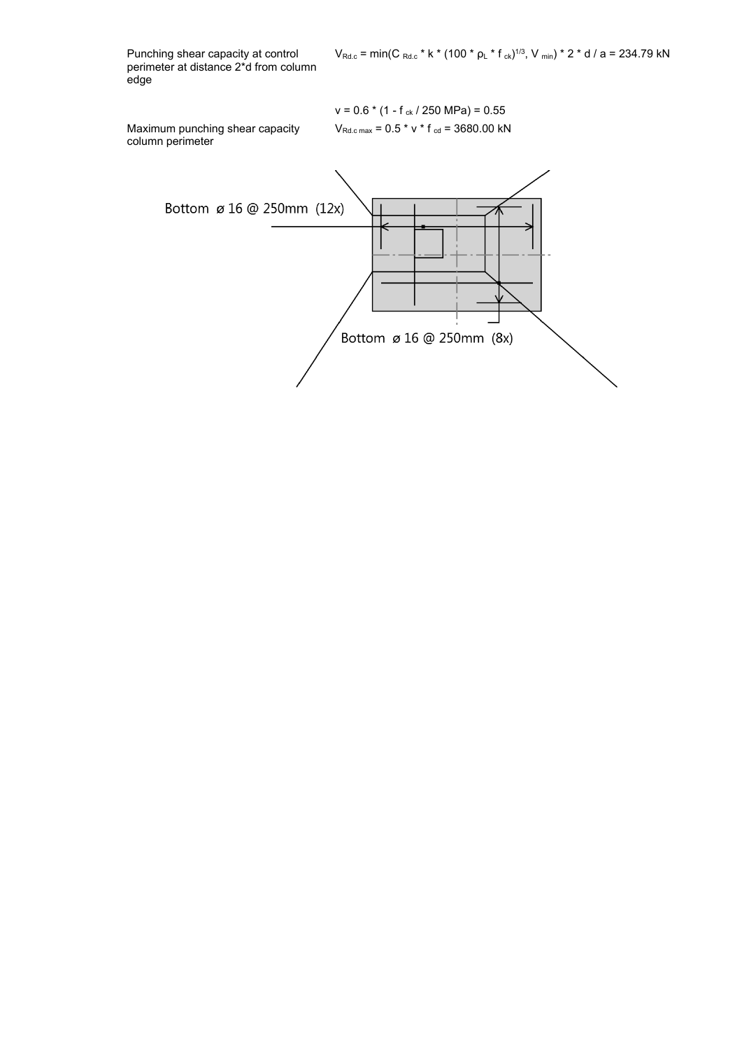| | |
|---|---|
| Punching shear capacity at control perimeter at distance 2*d from column edge | $V_{Rd.c} = \min(C_{Rd.c} * k * (100 * \rho_L * f_{ck})^{1/3}, V_{min}) * 2 * d / a = 234.79$ kN |
| | $v = 0.6 * (1 - f_{ck} / 250 \text{ MPa}) = 0.55$ |
| Maximum punching shear capacity column perimeter | $V_{Rd.c\ max} = 0.5 * v * f_{cd} = 3680.00$ kN |

Bottom ø 16 @ 250mm (12x)

Bottom ø 16 @ 250mm (8x)